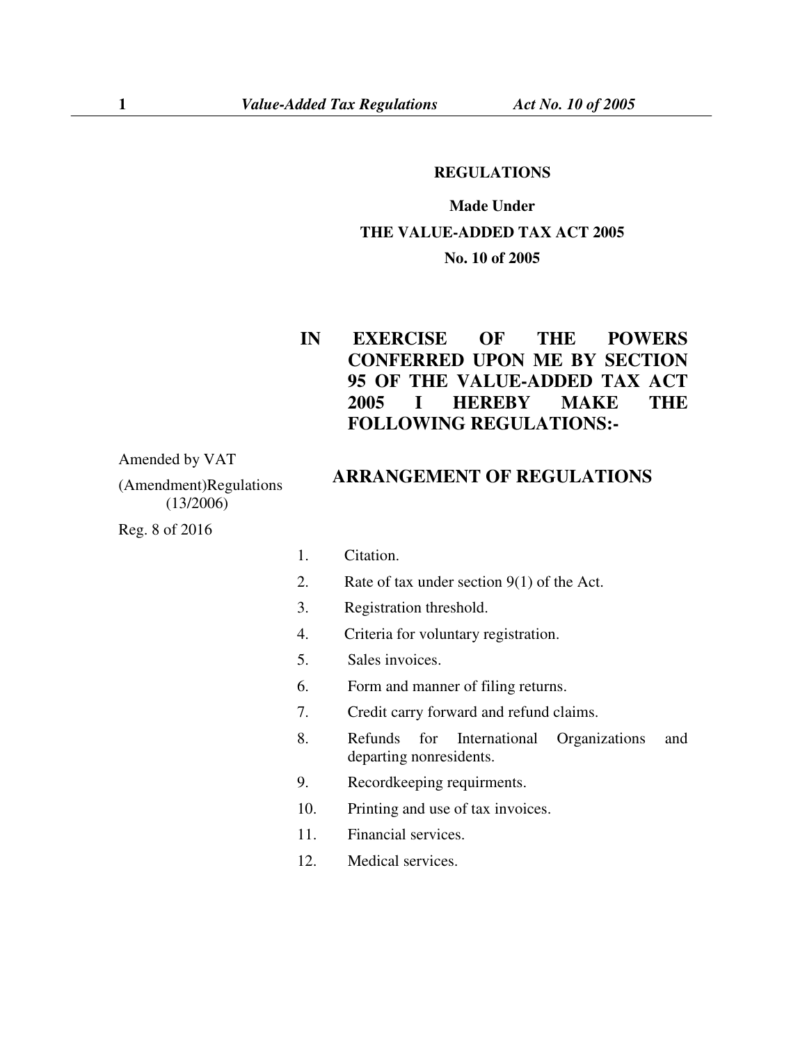**REGULATIONS**

**Made Under**

**THE VALUE-ADDED TAX ACT 2005**

**No. 10 of 2005**

**IN EXERCISE OF THE POWERS CONFERRED UPON ME BY SECTION 95 OF THE VALUE-ADDED TAX ACT 2005 I HEREBY MAKE THE FOLLOWING REGULATIONS:-**

Amended by VAT (Amendment)Regulations (13/2006)

Reg. 8 of 2016

## ARRANGEMENT OF REGULATIONS

1. Citation.
2. Rate of tax under section 9(1) of the Act.
3. Registration threshold.
4. Criteria for voluntary registration.
5. Sales invoices.
6. Form and manner of filing returns.
7. Credit carry forward and refund claims.
8. Refunds for International Organizations and departing nonresidents.
9. Recordkeeping requirments.
10. Printing and use of tax invoices.
11. Financial services.
12. Medical services.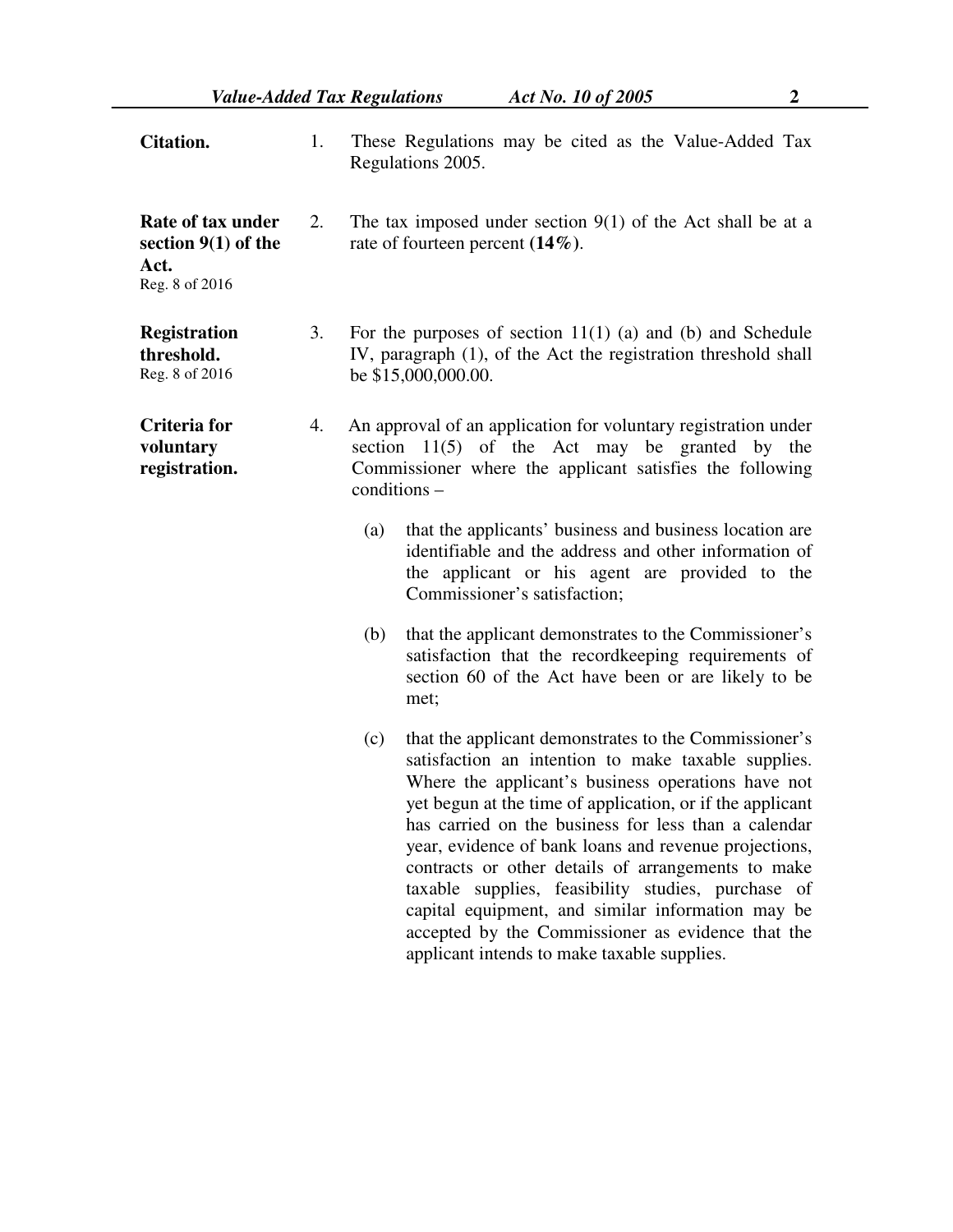**Citation.**

1. These Regulations may be cited as the Value-Added Tax Regulations 2005.

**Rate of tax under section 9(1) of the Act.**
Reg. 8 of 2016

2. The tax imposed under section 9(1) of the Act shall be at a rate of fourteen percent **(14%)**.

**Registration threshold.**
Reg. 8 of 2016

3. For the purposes of section 11(1) (a) and (b) and Schedule IV, paragraph (1), of the Act the registration threshold shall be $15,000,000.00.

**Criteria for voluntary registration.**

4. An approval of an application for voluntary registration under section 11(5) of the Act may be granted by the Commissioner where the applicant satisfies the following conditions –

   (a) that the applicants' business and business location are identifiable and the address and other information of the applicant or his agent are provided to the Commissioner's satisfaction;

   (b) that the applicant demonstrates to the Commissioner's satisfaction that the recordkeeping requirements of section 60 of the Act have been or are likely to be met;

   (c) that the applicant demonstrates to the Commissioner's satisfaction an intention to make taxable supplies. Where the applicant's business operations have not yet begun at the time of application, or if the applicant has carried on the business for less than a calendar year, evidence of bank loans and revenue projections, contracts or other details of arrangements to make taxable supplies, feasibility studies, purchase of capital equipment, and similar information may be accepted by the Commissioner as evidence that the applicant intends to make taxable supplies.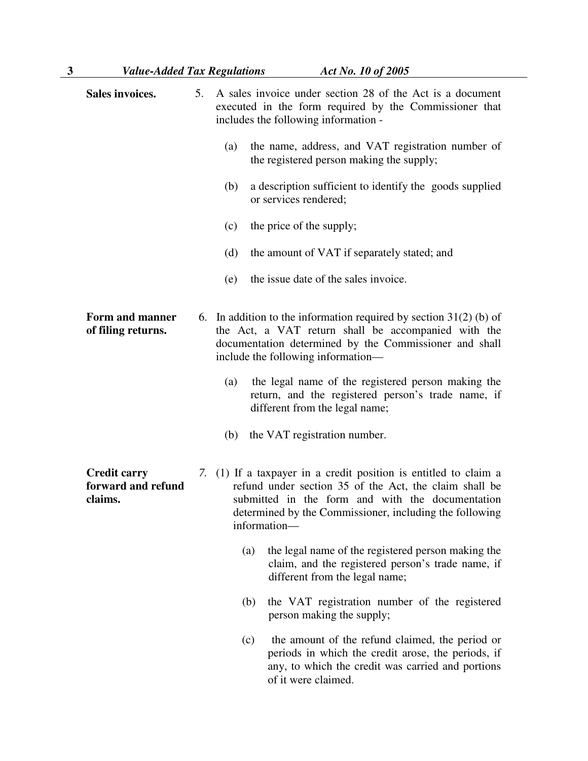**Sales invoices.**

5. A sales invoice under section 28 of the Act is a document executed in the form required by the Commissioner that includes the following information -

   (a) the name, address, and VAT registration number of the registered person making the supply;

   (b) a description sufficient to identify the goods supplied or services rendered;

   (c) the price of the supply;

   (d) the amount of VAT if separately stated; and

   (e) the issue date of the sales invoice.

**Form and manner of filing returns.**

6. In addition to the information required by section 31(2) (b) of the Act, a VAT return shall be accompanied with the documentation determined by the Commissioner and shall include the following information—

   (a) the legal name of the registered person making the return, and the registered person's trade name, if different from the legal name;

   (b) the VAT registration number.

**Credit carry forward and refund claims.**

*7.* (1) If a taxpayer in a credit position is entitled to claim a refund under section 35 of the Act, the claim shall be submitted in the form and with the documentation determined by the Commissioner, including the following information—

   (a) the legal name of the registered person making the claim, and the registered person's trade name, if different from the legal name;

   (b) the VAT registration number of the registered person making the supply;

   (c) the amount of the refund claimed, the period or periods in which the credit arose, the periods, if any, to which the credit was carried and portions of it were claimed.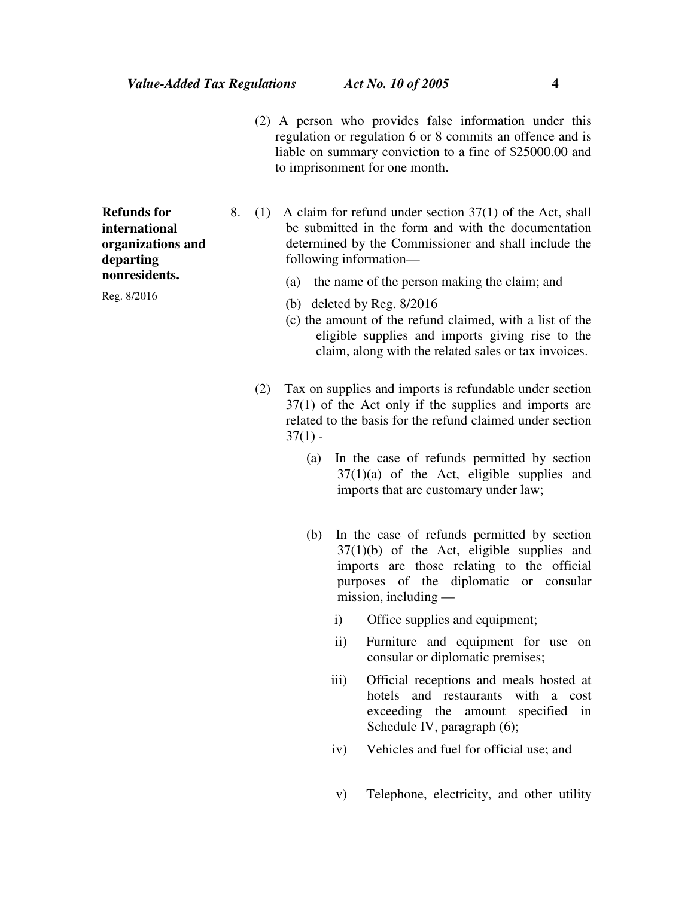(2) A person who provides false information under this regulation or regulation 6 or 8 commits an offence and is liable on summary conviction to a fine of $25000.00 and to imprisonment for one month.

**Refunds for international organizations and departing nonresidents.**

Reg. 8/2016

8. (1) A claim for refund under section 37(1) of the Act, shall be submitted in the form and with the documentation determined by the Commissioner and shall include the following information—

(a) the name of the person making the claim; and

(b) deleted by Reg. 8/2016

(c) the amount of the refund claimed, with a list of the eligible supplies and imports giving rise to the claim, along with the related sales or tax invoices.

(2) Tax on supplies and imports is refundable under section 37(1) of the Act only if the supplies and imports are related to the basis for the refund claimed under section 37(1) -

(a) In the case of refunds permitted by section 37(1)(a) of the Act, eligible supplies and imports that are customary under law;

(b) In the case of refunds permitted by section 37(1)(b) of the Act, eligible supplies and imports are those relating to the official purposes of the diplomatic or consular mission, including —

i) Office supplies and equipment;

ii) Furniture and equipment for use on consular or diplomatic premises;

iii) Official receptions and meals hosted at hotels and restaurants with a cost exceeding the amount specified in Schedule IV, paragraph (6);

iv) Vehicles and fuel for official use; and

v) Telephone, electricity, and other utility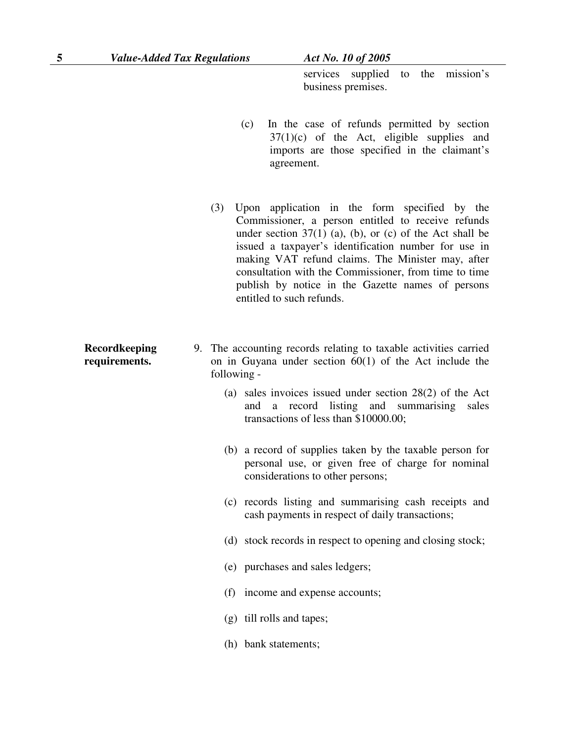services supplied to the mission's business premises.

(c) In the case of refunds permitted by section 37(1)(c) of the Act, eligible supplies and imports are those specified in the claimant's agreement.

(3) Upon application in the form specified by the Commissioner, a person entitled to receive refunds under section 37(1) (a), (b), or (c) of the Act shall be issued a taxpayer's identification number for use in making VAT refund claims. The Minister may, after consultation with the Commissioner, from time to time publish by notice in the Gazette names of persons entitled to such refunds.

**Recordkeeping requirements.**

9. The accounting records relating to taxable activities carried on in Guyana under section 60(1) of the Act include the following -

(a) sales invoices issued under section 28(2) of the Act and a record listing and summarising sales transactions of less than $10000.00;

(b) a record of supplies taken by the taxable person for personal use, or given free of charge for nominal considerations to other persons;

(c) records listing and summarising cash receipts and cash payments in respect of daily transactions;

(d) stock records in respect to opening and closing stock;

(e) purchases and sales ledgers;

(f) income and expense accounts;

(g) till rolls and tapes;

(h) bank statements;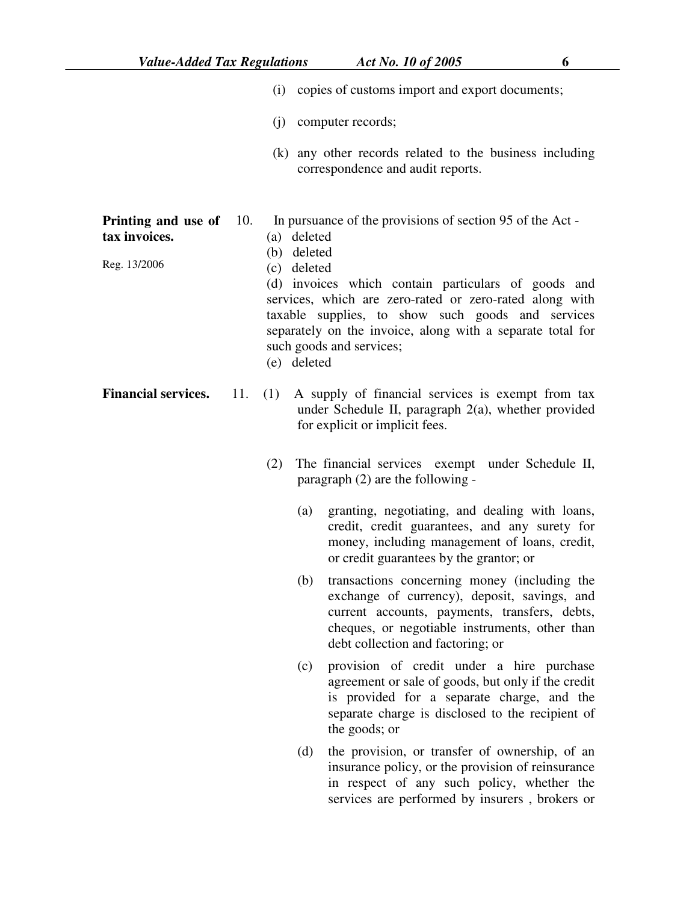(i) copies of customs import and export documents;

(j) computer records;

(k) any other records related to the business including correspondence and audit reports.

**Printing and use of tax invoices.**

Reg. 13/2006

10. In pursuance of the provisions of section 95 of the Act -

(a) deleted

(b) deleted

(c) deleted

(d) invoices which contain particulars of goods and services, which are zero-rated or zero-rated along with taxable supplies, to show such goods and services separately on the invoice, along with a separate total for such goods and services;

(e) deleted

**Financial services.**

11. (1) A supply of financial services is exempt from tax under Schedule II, paragraph 2(a), whether provided for explicit or implicit fees.

(2) The financial services exempt under Schedule II, paragraph (2) are the following -

(a) granting, negotiating, and dealing with loans, credit, credit guarantees, and any surety for money, including management of loans, credit, or credit guarantees by the grantor; or

(b) transactions concerning money (including the exchange of currency), deposit, savings, and current accounts, payments, transfers, debts, cheques, or negotiable instruments, other than debt collection and factoring; or

(c) provision of credit under a hire purchase agreement or sale of goods, but only if the credit is provided for a separate charge, and the separate charge is disclosed to the recipient of the goods; or

(d) the provision, or transfer of ownership, of an insurance policy, or the provision of reinsurance in respect of any such policy, whether the services are performed by insurers , brokers or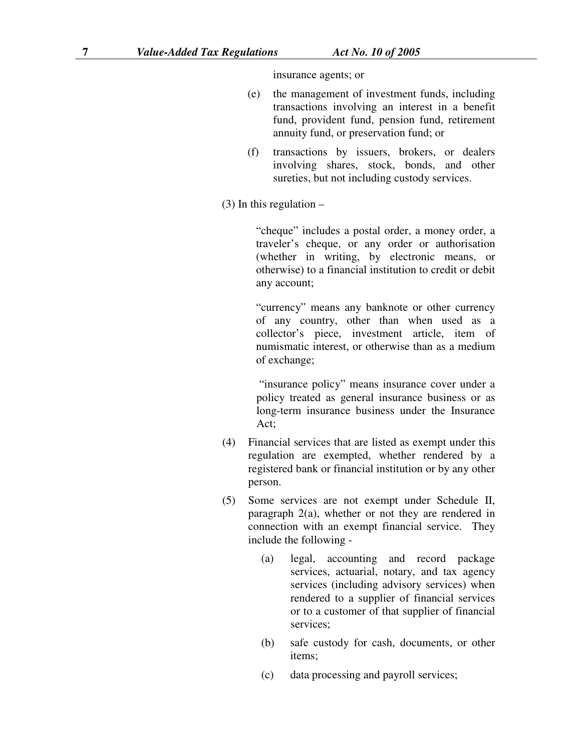insurance agents; or

(e) the management of investment funds, including transactions involving an interest in a benefit fund, provident fund, pension fund, retirement annuity fund, or preservation fund; or

(f) transactions by issuers, brokers, or dealers involving shares, stock, bonds, and other sureties, but not including custody services.

(3) In this regulation –

"cheque" includes a postal order, a money order, a traveler's cheque, or any order or authorisation (whether in writing, by electronic means, or otherwise) to a financial institution to credit or debit any account;

"currency" means any banknote or other currency of any country, other than when used as a collector's piece, investment article, item of numismatic interest, or otherwise than as a medium of exchange;

"insurance policy" means insurance cover under a policy treated as general insurance business or as long-term insurance business under the Insurance Act;

(4) Financial services that are listed as exempt under this regulation are exempted, whether rendered by a registered bank or financial institution or by any other person.

(5) Some services are not exempt under Schedule II, paragraph 2(a), whether or not they are rendered in connection with an exempt financial service. They include the following -

(a) legal, accounting and record package services, actuarial, notary, and tax agency services (including advisory services) when rendered to a supplier of financial services or to a customer of that supplier of financial services;

(b) safe custody for cash, documents, or other items;

(c) data processing and payroll services;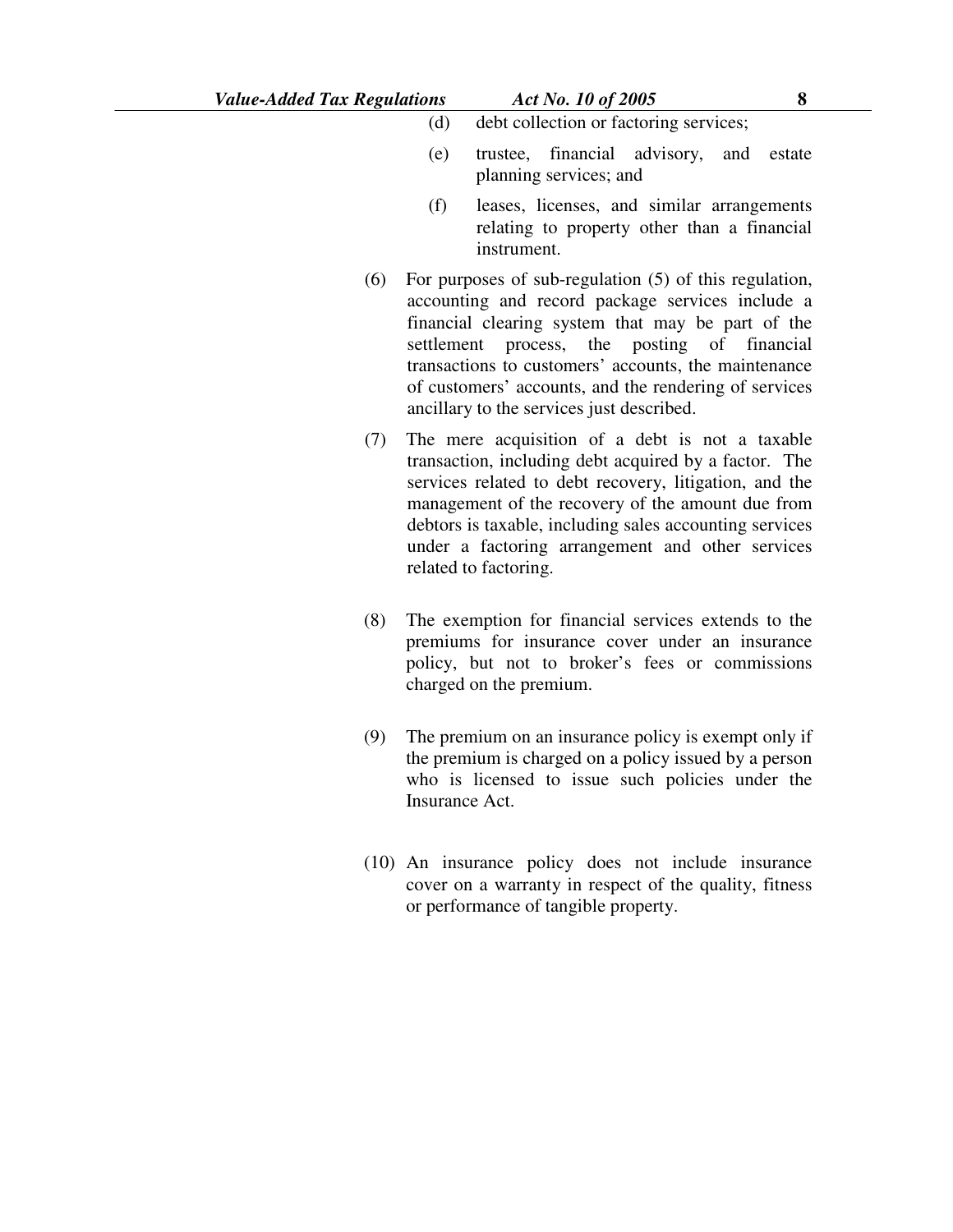(d) debt collection or factoring services;

(e) trustee, financial advisory, and estate planning services; and

(f) leases, licenses, and similar arrangements relating to property other than a financial instrument.

(6) For purposes of sub-regulation (5) of this regulation, accounting and record package services include a financial clearing system that may be part of the settlement process, the posting of financial transactions to customers' accounts, the maintenance of customers' accounts, and the rendering of services ancillary to the services just described.

(7) The mere acquisition of a debt is not a taxable transaction, including debt acquired by a factor. The services related to debt recovery, litigation, and the management of the recovery of the amount due from debtors is taxable, including sales accounting services under a factoring arrangement and other services related to factoring.

(8) The exemption for financial services extends to the premiums for insurance cover under an insurance policy, but not to broker's fees or commissions charged on the premium.

(9) The premium on an insurance policy is exempt only if the premium is charged on a policy issued by a person who is licensed to issue such policies under the Insurance Act.

(10) An insurance policy does not include insurance cover on a warranty in respect of the quality, fitness or performance of tangible property.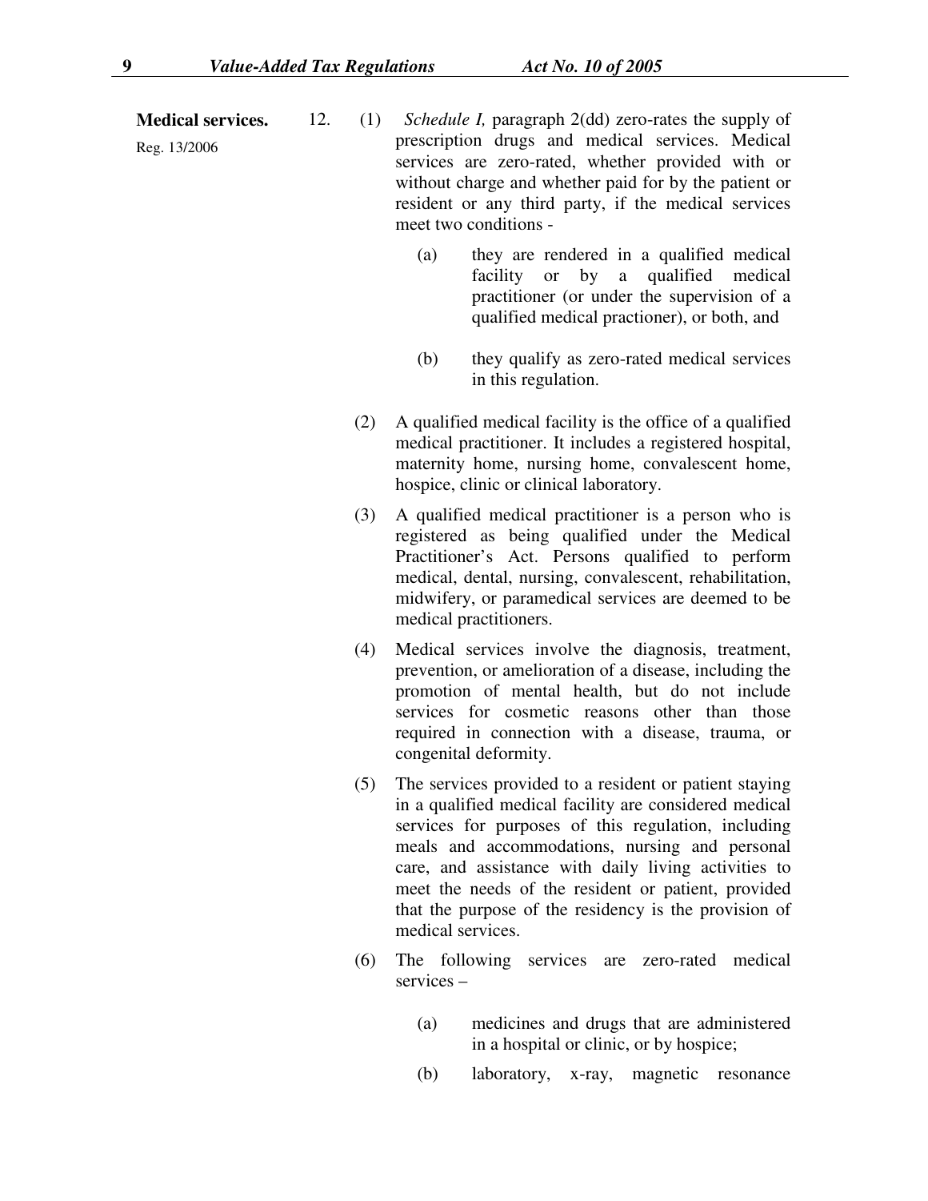**Medical services.**

Reg. 13/2006

12. (1) *Schedule I,* paragraph 2(dd) zero-rates the supply of prescription drugs and medical services. Medical services are zero-rated, whether provided with or without charge and whether paid for by the patient or resident or any third party, if the medical services meet two conditions -

(a) they are rendered in a qualified medical facility or by a qualified medical practitioner (or under the supervision of a qualified medical practioner), or both, and

(b) they qualify as zero-rated medical services in this regulation.

(2) A qualified medical facility is the office of a qualified medical practitioner. It includes a registered hospital, maternity home, nursing home, convalescent home, hospice, clinic or clinical laboratory.

(3) A qualified medical practitioner is a person who is registered as being qualified under the Medical Practitioner's Act. Persons qualified to perform medical, dental, nursing, convalescent, rehabilitation, midwifery, or paramedical services are deemed to be medical practitioners.

(4) Medical services involve the diagnosis, treatment, prevention, or amelioration of a disease, including the promotion of mental health, but do not include services for cosmetic reasons other than those required in connection with a disease, trauma, or congenital deformity.

(5) The services provided to a resident or patient staying in a qualified medical facility are considered medical services for purposes of this regulation, including meals and accommodations, nursing and personal care, and assistance with daily living activities to meet the needs of the resident or patient, provided that the purpose of the residency is the provision of medical services.

(6) The following services are zero-rated medical services –

(a) medicines and drugs that are administered in a hospital or clinic, or by hospice;

(b) laboratory, x-ray, magnetic resonance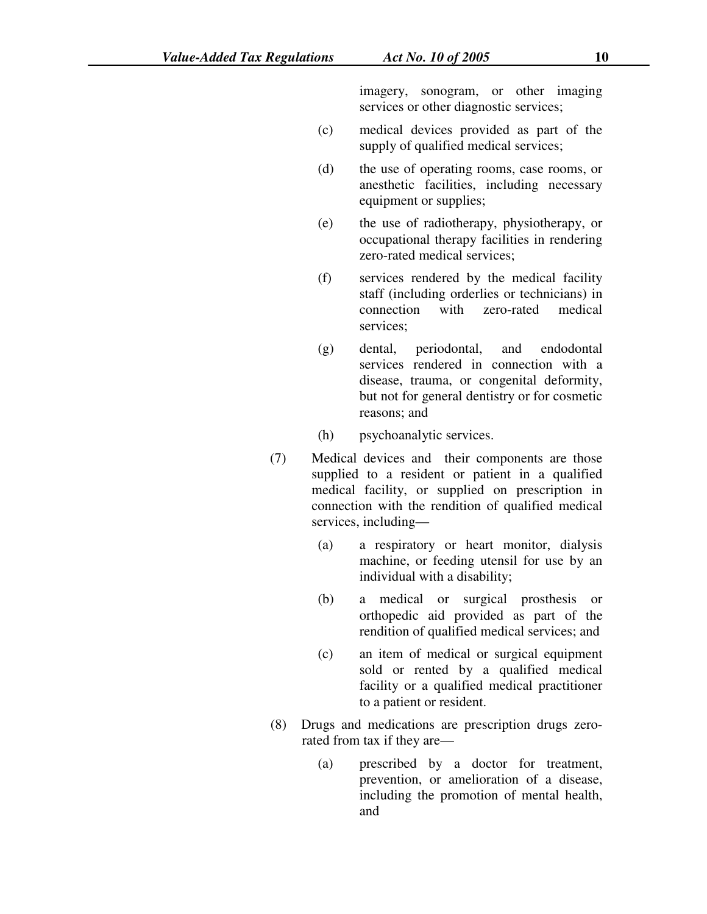imagery, sonogram, or other imaging services or other diagnostic services;

(c) medical devices provided as part of the supply of qualified medical services;

(d) the use of operating rooms, case rooms, or anesthetic facilities, including necessary equipment or supplies;

(e) the use of radiotherapy, physiotherapy, or occupational therapy facilities in rendering zero-rated medical services;

(f) services rendered by the medical facility staff (including orderlies or technicians) in connection with zero-rated medical services;

(g) dental, periodontal, and endodontal services rendered in connection with a disease, trauma, or congenital deformity, but not for general dentistry or for cosmetic reasons; and

(h) psychoanalytic services.

(7) Medical devices and their components are those supplied to a resident or patient in a qualified medical facility, or supplied on prescription in connection with the rendition of qualified medical services, including—

(a) a respiratory or heart monitor, dialysis machine, or feeding utensil for use by an individual with a disability;

(b) a medical or surgical prosthesis or orthopedic aid provided as part of the rendition of qualified medical services; and

(c) an item of medical or surgical equipment sold or rented by a qualified medical facility or a qualified medical practitioner to a patient or resident.

(8) Drugs and medications are prescription drugs zero-rated from tax if they are—

(a) prescribed by a doctor for treatment, prevention, or amelioration of a disease, including the promotion of mental health, and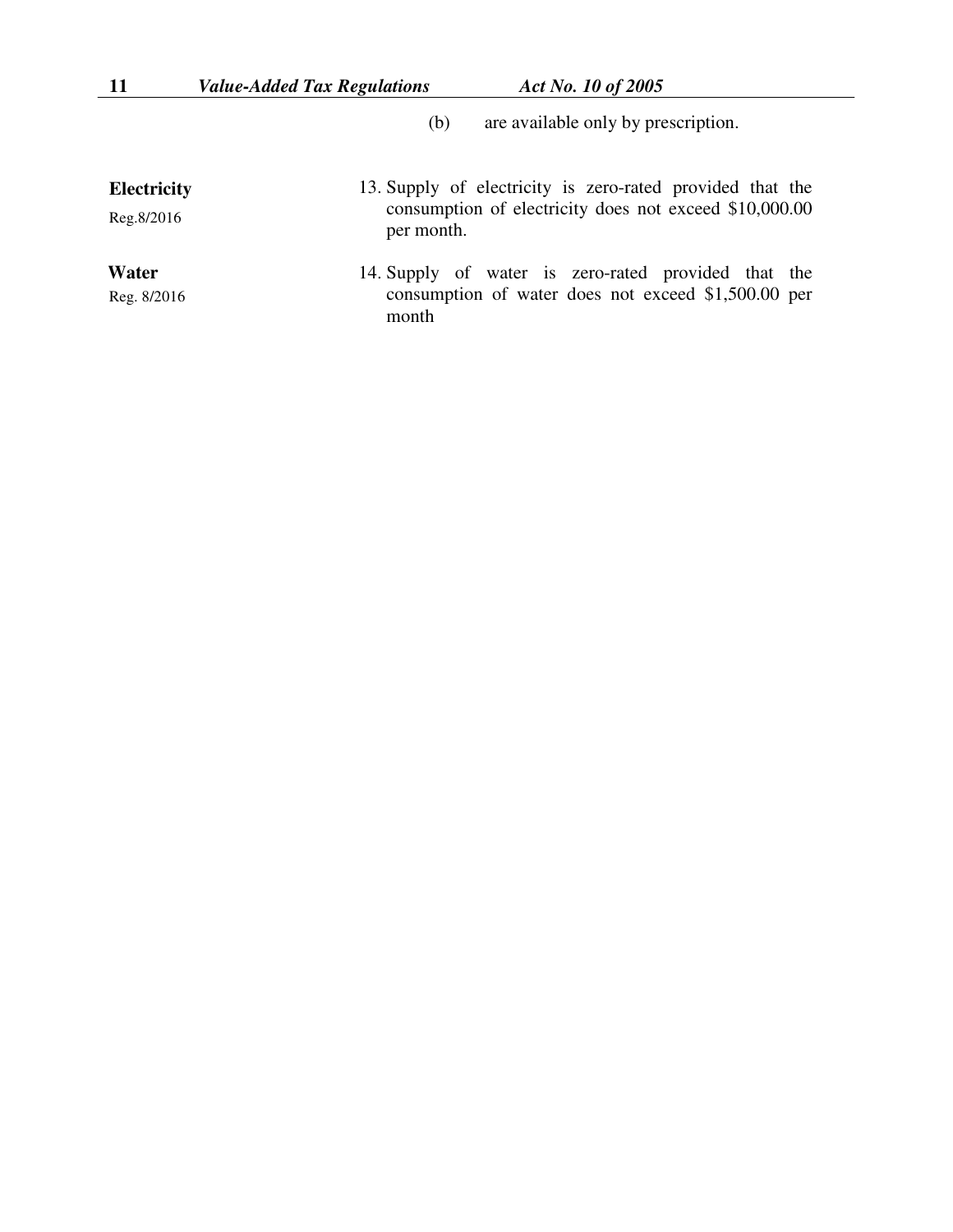(b) are available only by prescription.

**Electricity**
Reg.8/2016

13. Supply of electricity is zero-rated provided that the consumption of electricity does not exceed $10,000.00 per month.

**Water**
Reg. 8/2016

14. Supply of water is zero-rated provided that the consumption of water does not exceed $1,500.00 per month